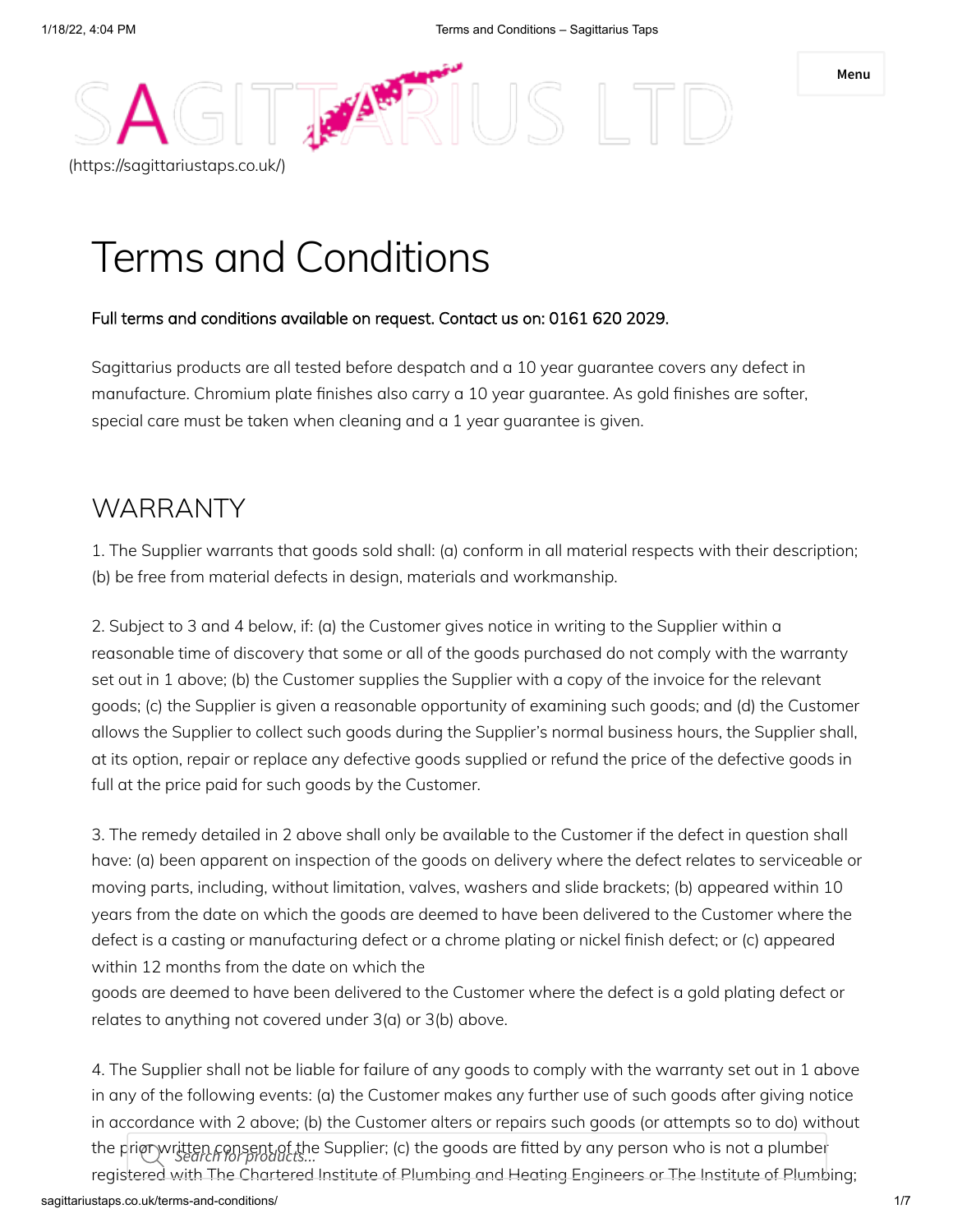(https://sagittariustaps.co.uk/)

# Terms and Conditions

**Full terms and conditions available on request. Contact us on: 0161 620 2029.**

Sagittarius products are all tested before despatch and a 10 year guarantee covers any defect in manufacture. Chromium plate finishes also carry a 10 year guarantee. As gold finishes are softer, special care must be taken when cleaning and a 1 year guarantee is given.

## WARRANTY

1. The Supplier warrants that goods sold shall: (a) conform in all material respects with their description; (b) be free from material defects in design, materials and workmanship.

2. Subject to 3 and 4 below, if: (a) the Customer gives notice in writing to the Supplier within a reasonable time of discovery that some or all of the goods purchased do not comply with the warranty set out in 1 above; (b) the Customer supplies the Supplier with a copy of the invoice for the relevant goods; (c) the Supplier is given a reasonable opportunity of examining such goods; and (d) the Customer allows the Supplier to collect such goods during the Supplier's normal business hours, the Supplier shall, at its option, repair or replace any defective goods supplied or refund the price of the defective goods in full at the price paid for such goods by the Customer.

3. The remedy detailed in 2 above shall only be available to the Customer if the defect in question shall have: (a) been apparent on inspection of the goods on delivery where the defect relates to serviceable or moving parts, including, without limitation, valves, washers and slide brackets; (b) appeared within 10 years from the date on which the goods are deemed to have been delivered to the Customer where the defect is a casting or manufacturing defect or a chrome plating or nickel finish defect; or (c) appeared within 12 months from the date on which the goods are deemed to have been delivered to the Customer where the defect is a gold plating defect or relates to anything not covered under 3(a) or 3(b) above.

4. The Supplier shall not be liable for failure of any goods to comply with the warranty set out in 1 above in any of the following events: (a) the Customer makes any further use of such goods after giving notice in accordance with 2 above; (b) the Customer alters or repairs such goods (or attempts so to do) without the prior written consent of the Supplier; (c) the goods are fitted by any person who is not a plumber registered with The Chartered Institute of Plumbing and Heating Engineers or The Institute of Plumbing;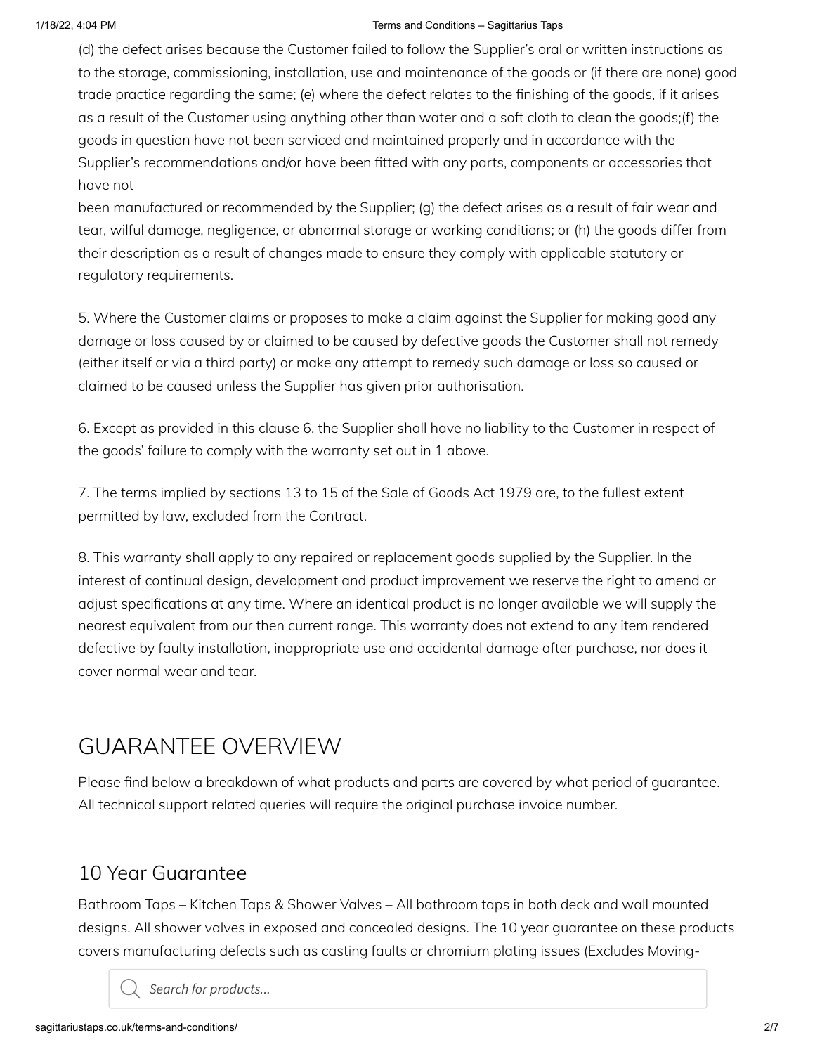(d) the defect arises because the Customer failed to follow the Supplier's oral or written instructions as to the storage, commissioning, installation, use and maintenance of the goods or (if there are none) good trade practice regarding the same; (e) where the defect relates to the finishing of the goods, if it arises as a result of the Customer using anything other than water and a soft cloth to clean the goods;(f) the goods in question have not been serviced and maintained properly and in accordance with the Supplier's recommendations and/or have been fitted with any parts, components or accessories that have not been manufactured or recommended by the Supplier; (g) the defect arises as a result of fair wear and tear, wilful damage, negligence, or abnormal storage or working conditions; or (h) the goods differ from their description as a result of changes made to ensure they comply with applicable statutory or regulatory requirements.

5. Where the Customer claims or proposes to make a claim against the Supplier for making good any damage or loss caused by or claimed to be caused by defective goods the Customer shall not remedy (either itself or via a third party) or make any attempt to remedy such damage or loss so caused or claimed to be caused unless the Supplier has given prior authorisation.

6. Except as provided in this clause 6, the Supplier shall have no liability to the Customer in respect of the goods' failure to comply with the warranty set out in 1 above.

7. The terms implied by sections 13 to 15 of the Sale of Goods Act 1979 are, to the fullest extent permitted by law, excluded from the Contract.

8. This warranty shall apply to any repaired or replacement goods supplied by the Supplier. In the interest of continual design, development and product improvement we reserve the right to amend or adjust specifications at any time. Where an identical product is no longer available we will supply the nearest equivalent from our then current range. This warranty does not extend to any item rendered defective by faulty installation, inappropriate use and accidental damage after purchase, nor does it cover normal wear and tear.

## GUARANTEE OVERVIEW

Please find below a breakdown of what products and parts are covered by what period of guarantee. All technical support related queries will require the original purchase invoice number.

### 10 Year Guarantee

Bathroom Taps – Kitchen Taps & Shower Valves – All bathroom taps in both deck and wall mounted designs. All shower valves in exposed and concealed designs. The 10 year guarantee on these products covers manufacturing defects such as casting faults or chromium plating issues (Excludes Moving-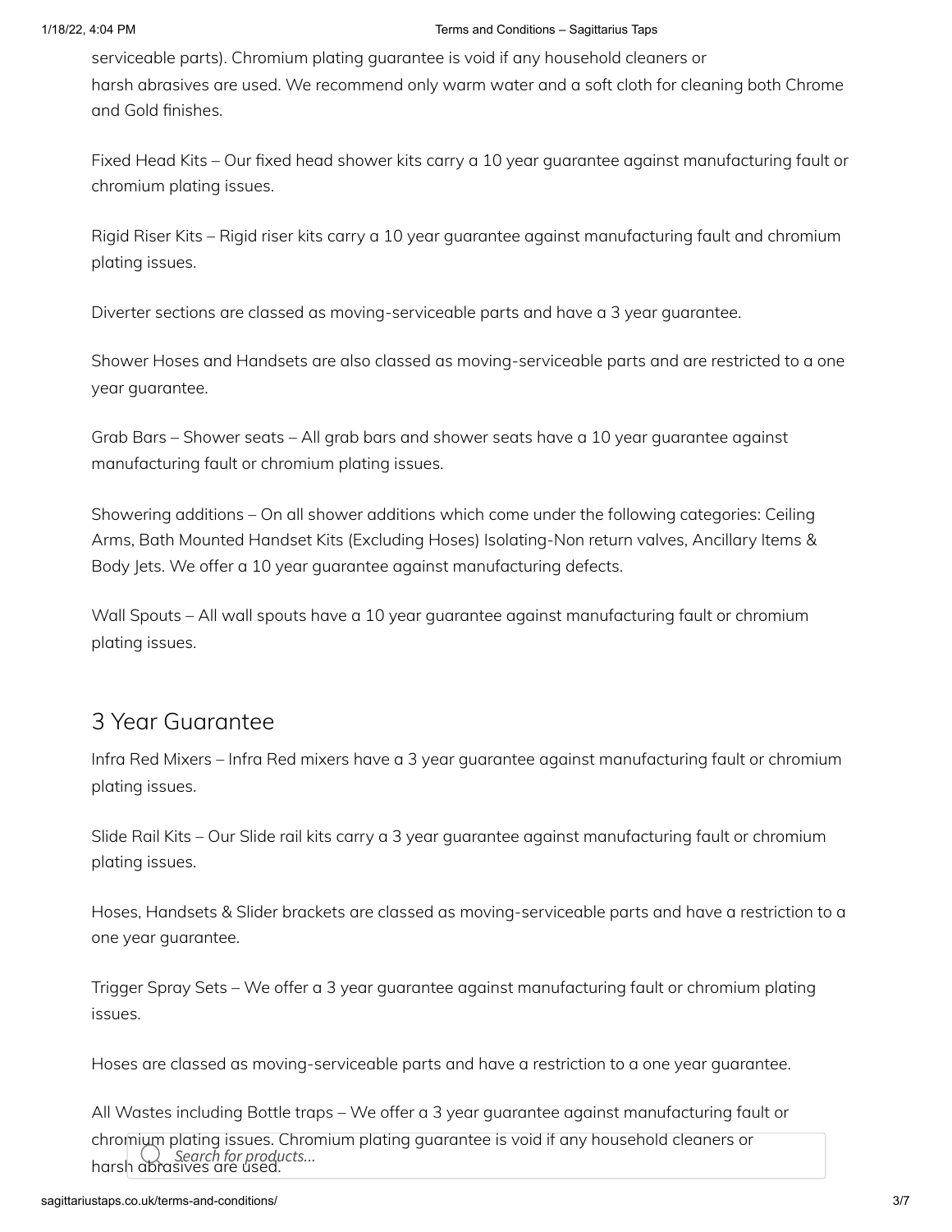serviceable parts). Chromium plating guarantee is void if any household cleaners or harsh abrasives are used. We recommend only warm water and a soft cloth for cleaning both Chrome and Gold finishes.

Fixed Head Kits – Our fixed head shower kits carry a 10 year guarantee against manufacturing fault or chromium plating issues.

Rigid Riser Kits – Rigid riser kits carry a 10 year guarantee against manufacturing fault and chromium plating issues.

Diverter sections are classed as moving-serviceable parts and have a 3 year guarantee.

Shower Hoses and Handsets are also classed as moving-serviceable parts and are restricted to a one year guarantee.

Grab Bars – Shower seats – All grab bars and shower seats have a 10 year guarantee against manufacturing fault or chromium plating issues.

Showering additions – On all shower additions which come under the following categories: Ceiling Arms, Bath Mounted Handset Kits (Excluding Hoses) Isolating-Non return valves, Ancillary Items & Body Jets. We offer a 10 year guarantee against manufacturing defects.

Wall Spouts – All wall spouts have a 10 year guarantee against manufacturing fault or chromium plating issues.

## 3 Year Guarantee

Infra Red Mixers – Infra Red mixers have a 3 year guarantee against manufacturing fault or chromium plating issues.

Slide Rail Kits – Our Slide rail kits carry a 3 year guarantee against manufacturing fault or chromium plating issues.

Hoses, Handsets & Slider brackets are classed as moving-serviceable parts and have a restriction to a one year guarantee.

Trigger Spray Sets – We offer a 3 year guarantee against manufacturing fault or chromium plating issues.

Hoses are classed as moving-serviceable parts and have a restriction to a one year guarantee.

All Wastes including Bottle traps – We offer a 3 year guarantee against manufacturing fault or chromium plating issues. Chromium plating guarantee is void if any household cleaners or harsh abrasives are used.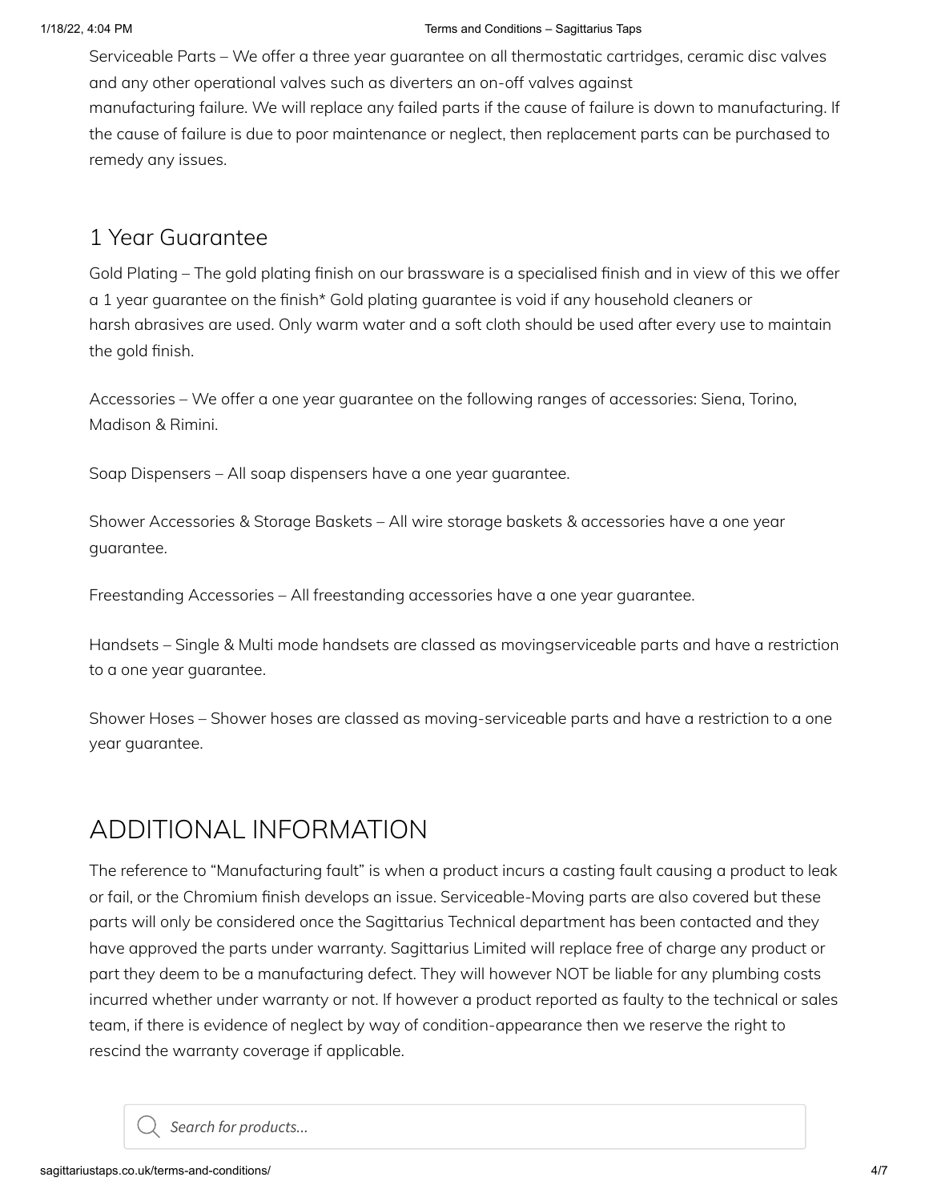Serviceable Parts – We offer a three year guarantee on all thermostatic cartridges, ceramic disc valves and any other operational valves such as diverters an on-off valves against manufacturing failure. We will replace any failed parts if the cause of failure is down to manufacturing. If the cause of failure is due to poor maintenance or neglect, then replacement parts can be purchased to remedy any issues.

### 1 Year Guarantee

Gold Plating – The gold plating finish on our brassware is a specialised finish and in view of this we offer a 1 year guarantee on the finish* Gold plating guarantee is void if any household cleaners or harsh abrasives are used. Only warm water and a soft cloth should be used after every use to maintain the gold finish.

Accessories – We offer a one year guarantee on the following ranges of accessories: Siena, Torino, Madison & Rimini.

Soap Dispensers – All soap dispensers have a one year guarantee.

Shower Accessories & Storage Baskets – All wire storage baskets & accessories have a one year guarantee.

Freestanding Accessories – All freestanding accessories have a one year guarantee.

Handsets – Single & Multi mode handsets are classed as movingserviceable parts and have a restriction to a one year guarantee.

Shower Hoses – Shower hoses are classed as moving-serviceable parts and have a restriction to a one year guarantee.

## ADDITIONAL INFORMATION

The reference to "Manufacturing fault" is when a product incurs a casting fault causing a product to leak or fail, or the Chromium finish develops an issue. Serviceable-Moving parts are also covered but these parts will only be considered once the Sagittarius Technical department has been contacted and they have approved the parts under warranty. Sagittarius Limited will replace free of charge any product or part they deem to be a manufacturing defect. They will however NOT be liable for any plumbing costs incurred whether under warranty or not. If however a product reported as faulty to the technical or sales team, if there is evidence of neglect by way of condition-appearance then we reserve the right to rescind the warranty coverage if applicable.

*Search for products...*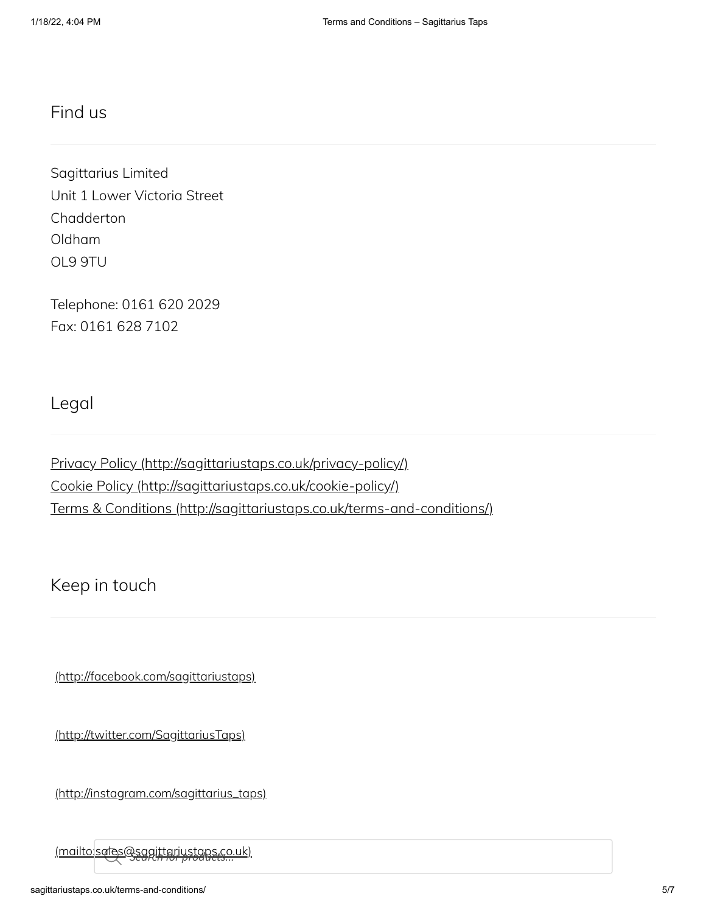## Find us

Sagittarius Limited
Unit 1 Lower Victoria Street
Chadderton
Oldham
OL9 9TU

Telephone: 0161 620 2029
Fax: 0161 628 7102

## Legal

Privacy Policy (http://sagittariustaps.co.uk/privacy-policy/)
Cookie Policy (http://sagittariustaps.co.uk/cookie-policy/)
Terms & Conditions (http://sagittariustaps.co.uk/terms-and-conditions/)

## Keep in touch

(http://facebook.com/sagittariustaps)

(http://twitter.com/SagittariusTaps)

(http://instagram.com/sagittarius_taps)

(mailto:sales@sagittariustaps.co.uk)

*Search for products...*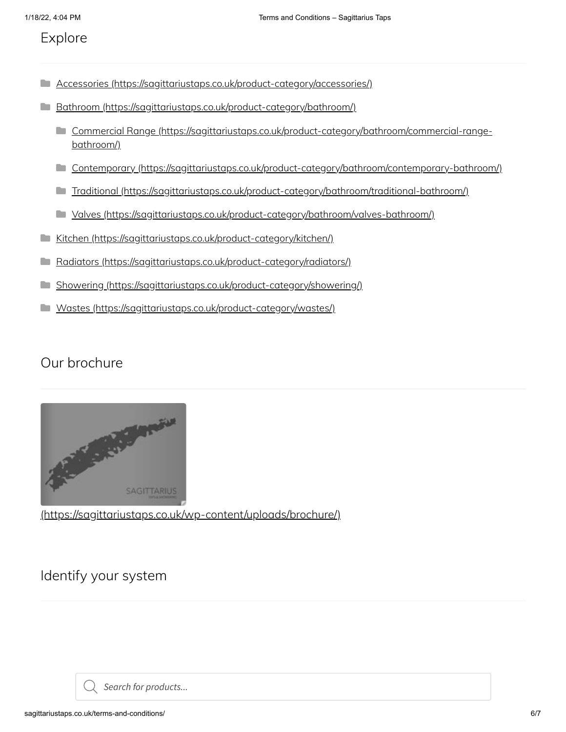## Explore

- Accessories (https://sagittariustaps.co.uk/product-category/accessories/)
- Bathroom (https://sagittariustaps.co.uk/product-category/bathroom/)
  - Commercial Range (https://sagittariustaps.co.uk/product-category/bathroom/commercial-range-bathroom/)
  - Contemporary (https://sagittariustaps.co.uk/product-category/bathroom/contemporary-bathroom/)
  - Traditional (https://sagittariustaps.co.uk/product-category/bathroom/traditional-bathroom/)
  - Valves (https://sagittariustaps.co.uk/product-category/bathroom/valves-bathroom/)
- Kitchen (https://sagittariustaps.co.uk/product-category/kitchen/)
- Radiators (https://sagittariustaps.co.uk/product-category/radiators/)
- Showering (https://sagittariustaps.co.uk/product-category/showering/)
- Wastes (https://sagittariustaps.co.uk/product-category/wastes/)

## Our brochure

(https://sagittariustaps.co.uk/wp-content/uploads/brochure/)

## Identify your system

*Search for products...*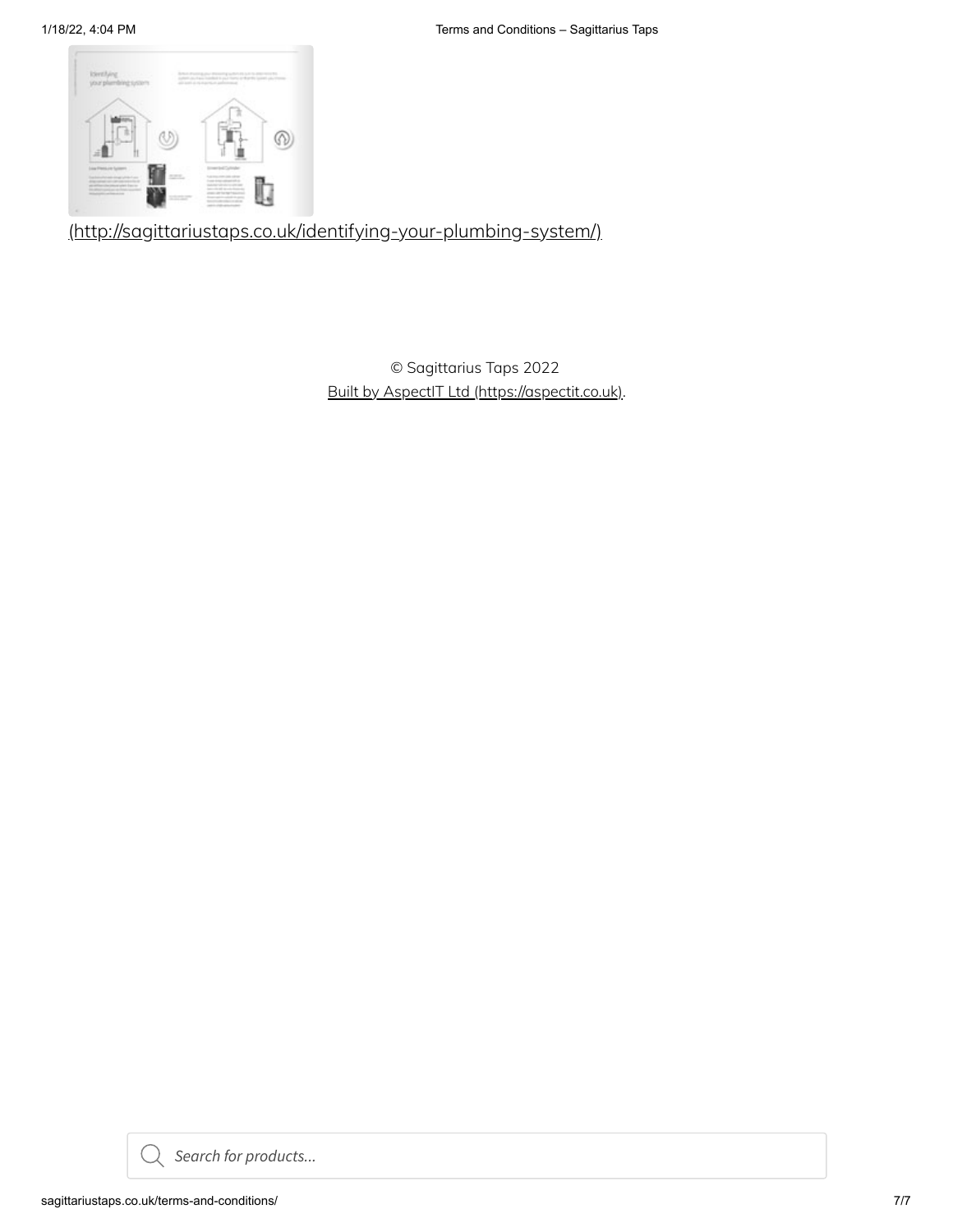(http://sagittariustaps.co.uk/identifying-your-plumbing-system/)

© Sagittarius Taps 2022
Built by AspectIT Ltd (https://aspectit.co.uk).

Search for products...